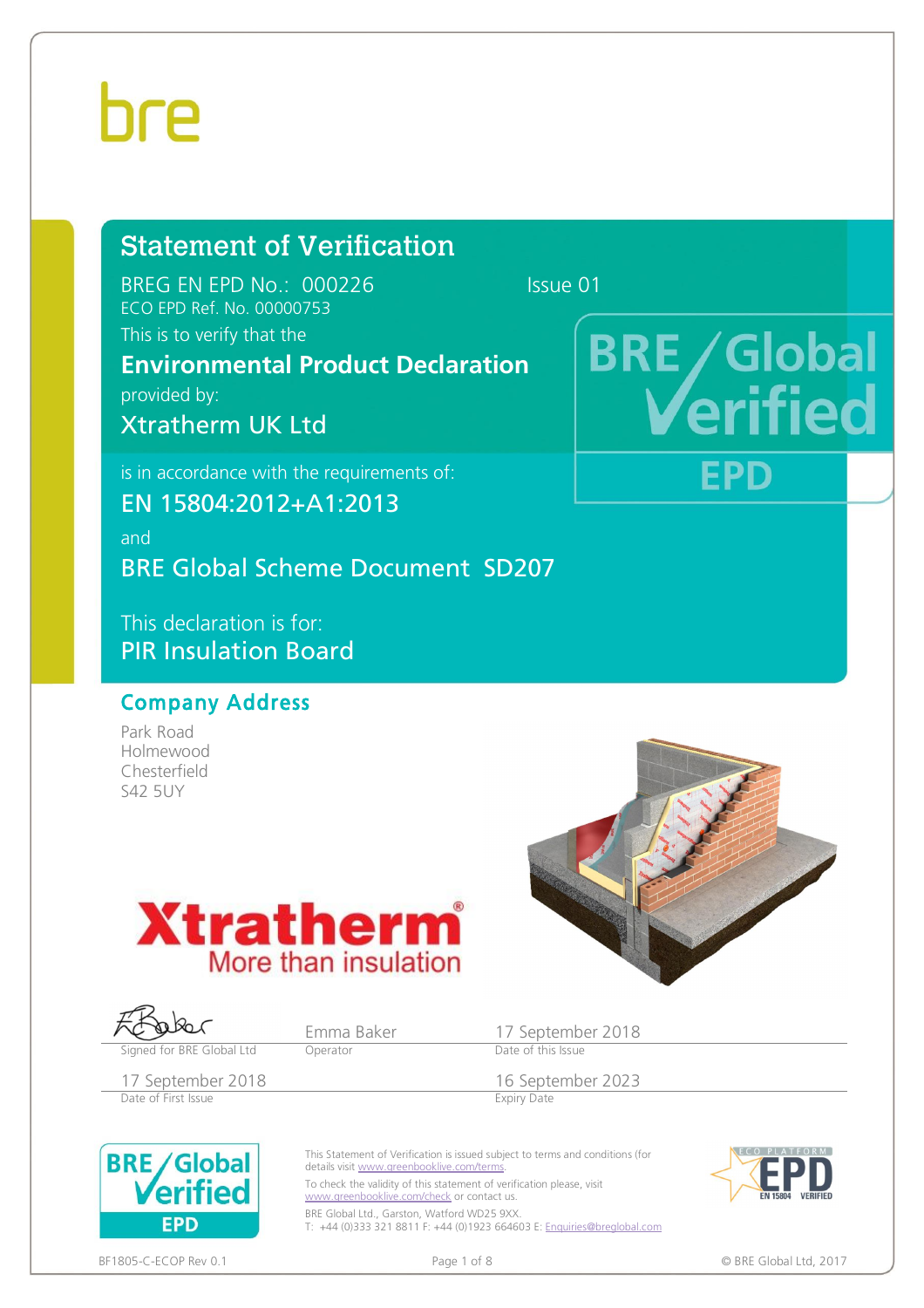bre

# Statement of Verification

BREG EN EPD No.: 000226 Issue 01

ECO EPD Ref. No. 00000753

This is to verify that the

**Environmental Product Declaration**

provided by:

**Xtratherm UK Ltd**

is in accordance with the requirements of:

**EN 15804:2012+A1:2013**

and

**BRE Global Scheme Document SD207**

This declaration is for:

**PIR Insulation Board**

BRE Global Verified EPD

## Company Address

Park Road
Holmewood
Chesterfield
S42 5UY

Xtratherm®
More than insulation

| Signed for BRE Global Ltd | Emma Baker<br>Operator | 17 September 2018<br>Date of this Issue |
|---|---|---|
| 17 September 2018<br>Date of First Issue | | 16 September 2023<br>Expiry Date |

BRE Global Verified EPD

This Statement of Verification is issued subject to terms and conditions (for details visit www.greenbooklive.com/terms.

To check the validity of this statement of verification please, visit www.greenbooklive.com/check or contact us.

BRE Global Ltd., Garston, Watford WD25 9XX.
T: +44 (0)333 321 8811 F: +44 (0)1923 664603 E: Enquiries@breglobal.com

ECO PLATFORM EPD EN 15804 VERIFIED

BF1805-C-ECOP Rev 0.1

© BRE Global Ltd, 2017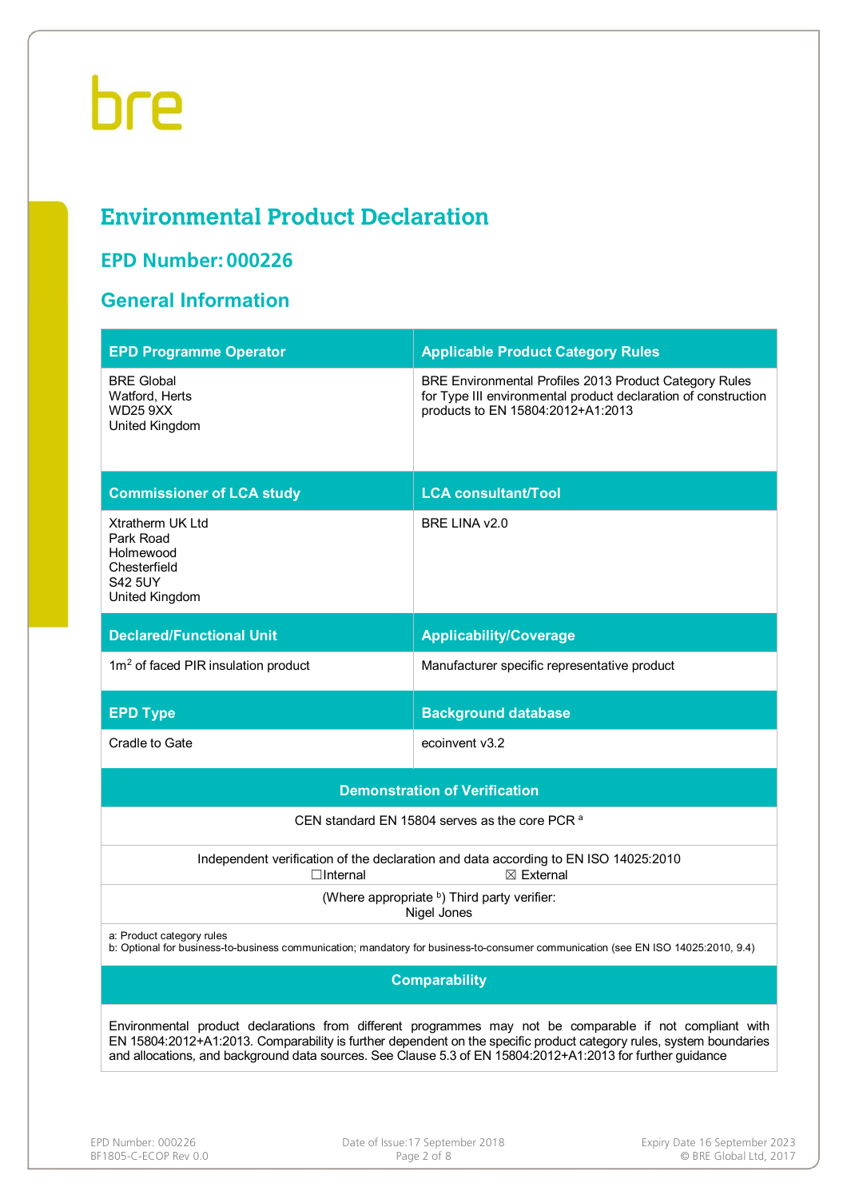bre

# Environmental Product Declaration

## EPD Number: 000226

## General Information

| EPD Programme Operator | Applicable Product Category Rules |
| --- | --- |
| BRE Global<br>Watford, Herts<br>WD25 9XX<br>United Kingdom | BRE Environmental Profiles 2013 Product Category Rules for Type III environmental product declaration of construction products to EN 15804:2012+A1:2013 |
| **Commissioner of LCA study** | **LCA consultant/Tool** |
| Xtratherm UK Ltd<br>Park Road<br>Holmewood<br>Chesterfield<br>S42 5UY<br>United Kingdom | BRE LINA v2.0 |
| **Declared/Functional Unit** | **Applicability/Coverage** |
| $1m^2$ of faced PIR insulation product | Manufacturer specific representative product |
| **EPD Type** | **Background database** |
| Cradle to Gate | ecoinvent v3.2 |

| Demonstration of Verification |
| --- |
| CEN standard EN 15804 serves as the core PCR [a] |
| Independent verification of the declaration and data according to EN ISO 14025:2010<br>☐Internal ☒ External |
| (Where appropriate [b]) Third party verifier:<br>Nigel Jones |
| a: Product category rules<br>b: Optional for business-to-business communication; mandatory for business-to-consumer communication (see EN ISO 14025:2010, 9.4) |

| Comparability |
| --- |
| Environmental product declarations from different programmes may not be comparable if not compliant with EN 15804:2012+A1:2013. Comparability is further dependent on the specific product category rules, system boundaries and allocations, and background data sources. See Clause 5.3 of EN 15804:2012+A1:2013 for further guidance |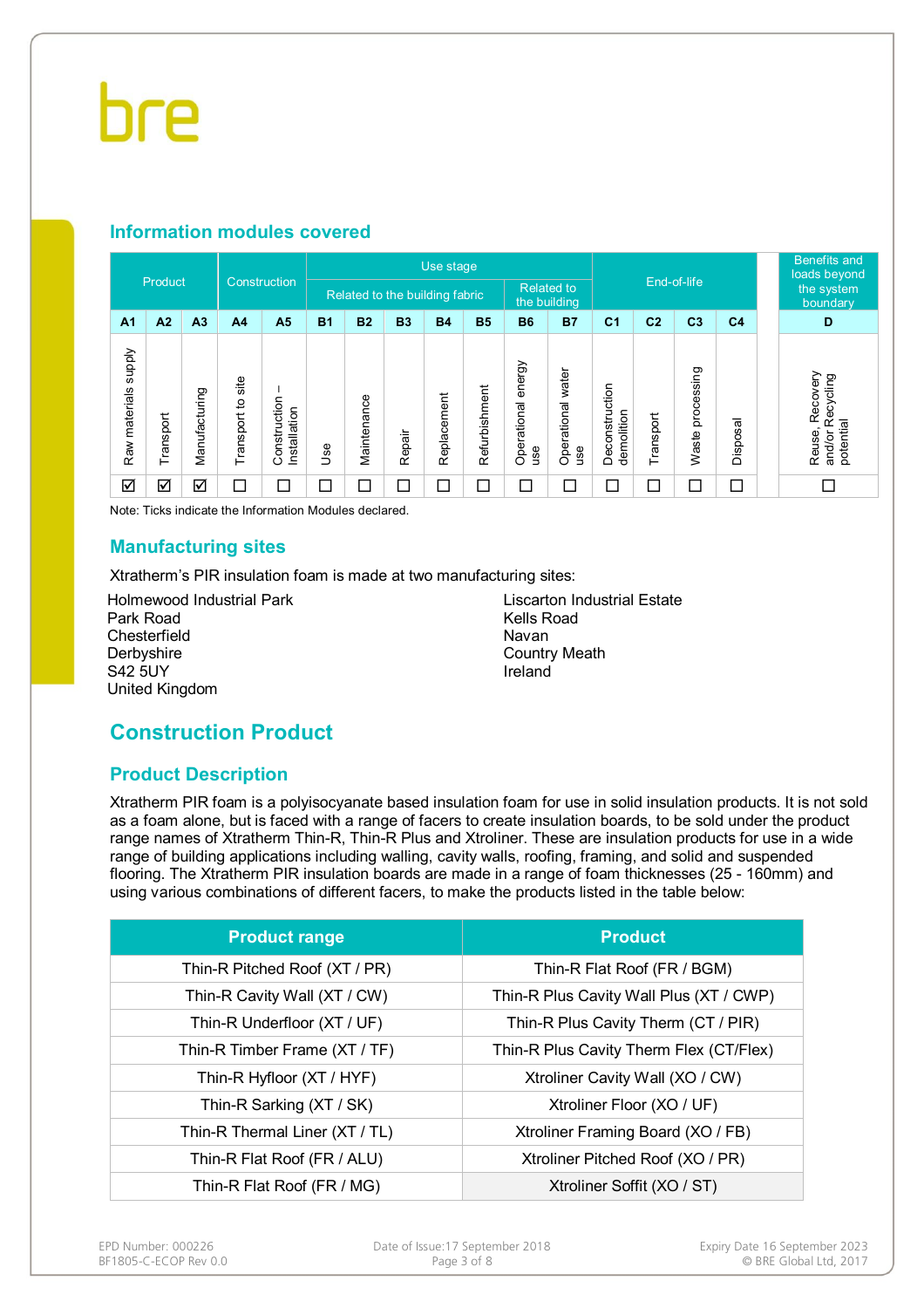## Information modules covered

| Product | | | Construction | | Use stage | | | | | | | End-of-life | | | | Benefits and loads beyond the system boundary |
|---|---|---|---|---|---|---|---|---|---|---|---|---|---|---|---|---|
| | | | | | Related to the building fabric | | | | | Related to the building | | | | | | |
| A1 | A2 | A3 | A4 | A5 | B1 | B2 | B3 | B4 | B5 | B6 | B7 | C1 | C2 | C3 | C4 | D |
| Raw materials supply | Transport | Manufacturing | Transport to site | Construction – Installation | Use | Maintenance | Repair | Replacement | Refurbishment | Operational energy use | Operational water use | Deconstruction demolition | Transport | Waste processing | Disposal | Reuse, Recovery and/or Recycling potential |
| ☑ | ☑ | ☑ | ☐ | ☐ | ☐ | ☐ | ☐ | ☐ | ☐ | ☐ | ☐ | ☐ | ☐ | ☐ | ☐ | ☐ |

Note: Ticks indicate the Information Modules declared.

## Manufacturing sites

Xtratherm's PIR insulation foam is made at two manufacturing sites:

Holmewood Industrial Park
Park Road
Chesterfield
Derbyshire
S42 5UY
United Kingdom

Liscarton Industrial Estate
Kells Road
Navan
Country Meath
Ireland

# Construction Product

## Product Description

Xtratherm PIR foam is a polyisocyanate based insulation foam for use in solid insulation products. It is not sold as a foam alone, but is faced with a range of facers to create insulation boards, to be sold under the product range names of Xtratherm Thin-R, Thin-R Plus and Xtroliner. These are insulation products for use in a wide range of building applications including walling, cavity walls, roofing, framing, and solid and suspended flooring. The Xtratherm PIR insulation boards are made in a range of foam thicknesses (25 - 160mm) and using various combinations of different facers, to make the products listed in the table below:

| Product range | Product |
|---|---|
| Thin-R Pitched Roof (XT / PR) | Thin-R Flat Roof (FR / BGM) |
| Thin-R Cavity Wall (XT / CW) | Thin-R Plus Cavity Wall Plus (XT / CWP) |
| Thin-R Underfloor (XT / UF) | Thin-R Plus Cavity Therm (CT / PIR) |
| Thin-R Timber Frame (XT / TF) | Thin-R Plus Cavity Therm Flex (CT/Flex) |
| Thin-R Hyfloor (XT / HYF) | Xtroliner Cavity Wall (XO / CW) |
| Thin-R Sarking (XT / SK) | Xtroliner Floor (XO / UF) |
| Thin-R Thermal Liner (XT / TL) | Xtroliner Framing Board (XO / FB) |
| Thin-R Flat Roof (FR / ALU) | Xtroliner Pitched Roof (XO / PR) |
| Thin-R Flat Roof (FR / MG) | Xtroliner Soffit (XO / ST) |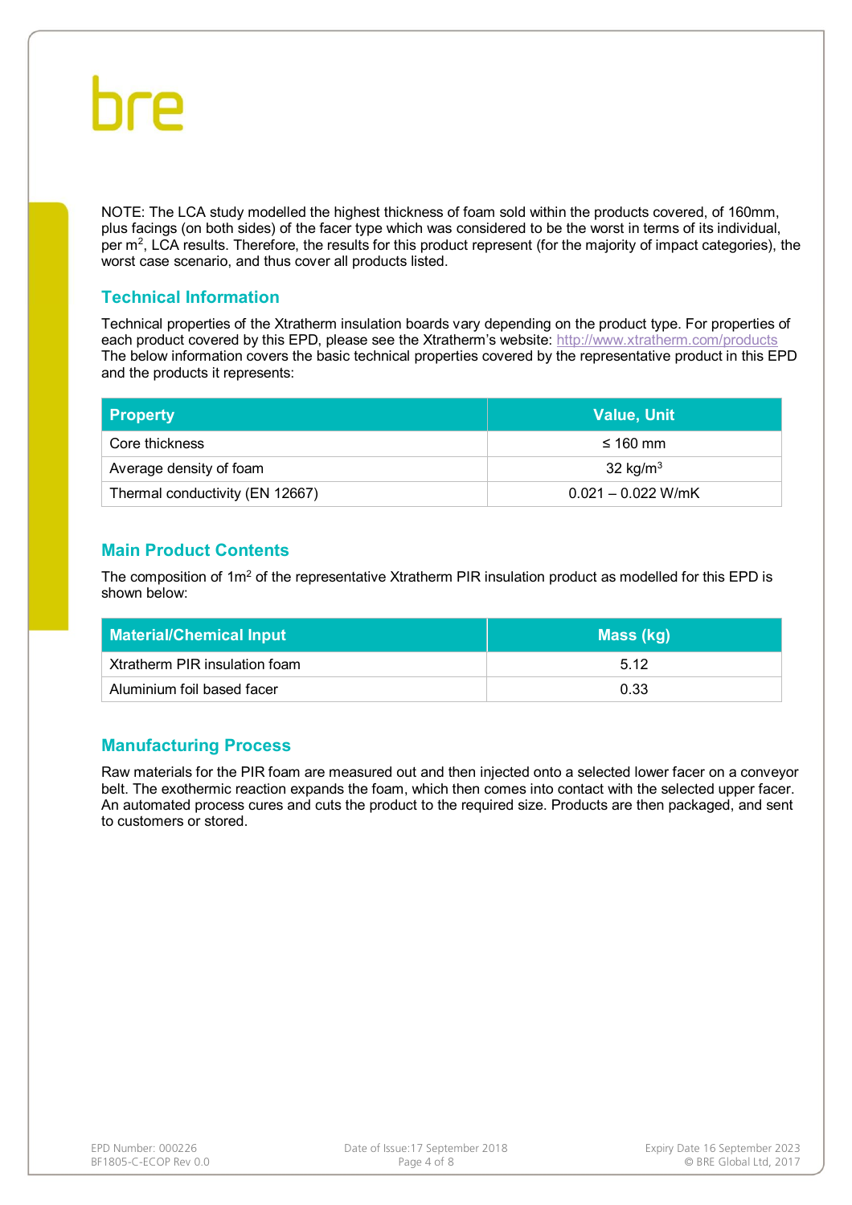NOTE: The LCA study modelled the highest thickness of foam sold within the products covered, of 160mm, plus facings (on both sides) of the facer type which was considered to be the worst in terms of its individual, per $m^2$, LCA results. Therefore, the results for this product represent (for the majority of impact categories), the worst case scenario, and thus cover all products listed.

## Technical Information

Technical properties of the Xtratherm insulation boards vary depending on the product type. For properties of each product covered by this EPD, please see the Xtratherm's website: http://www.xtratherm.com/products
The below information covers the basic technical properties covered by the representative product in this EPD and the products it represents:

| Property | Value, Unit |
| --- | --- |
| Core thickness | ≤ 160 mm |
| Average density of foam | 32 kg/$m^3$ |
| Thermal conductivity (EN 12667) | 0.021 – 0.022 W/mK |

## Main Product Contents

The composition of 1$m^2$ of the representative Xtratherm PIR insulation product as modelled for this EPD is shown below:

| Material/Chemical Input | Mass (kg) |
| --- | --- |
| Xtratherm PIR insulation foam | 5.12 |
| Aluminium foil based facer | 0.33 |

## Manufacturing Process

Raw materials for the PIR foam are measured out and then injected onto a selected lower facer on a conveyor belt. The exothermic reaction expands the foam, which then comes into contact with the selected upper facer. An automated process cures and cuts the product to the required size. Products are then packaged, and sent to customers or stored.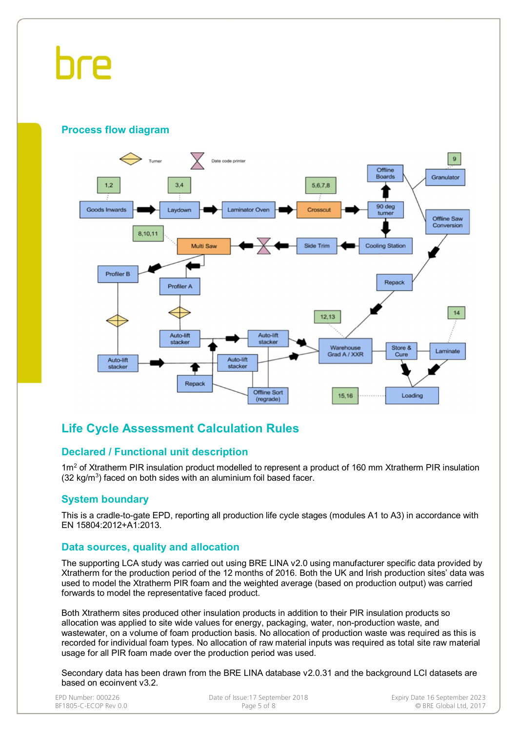## Process flow diagram

## Life Cycle Assessment Calculation Rules

### Declared / Functional unit description

1m$^2$ of Xtratherm PIR insulation product modelled to represent a product of 160 mm Xtratherm PIR insulation (32 kg/m$^3$) faced on both sides with an aluminium foil based facer.

### System boundary

This is a cradle-to-gate EPD, reporting all production life cycle stages (modules A1 to A3) in accordance with EN 15804:2012+A1:2013.

### Data sources, quality and allocation

The supporting LCA study was carried out using BRE LINA v2.0 using manufacturer specific data provided by Xtratherm for the production period of the 12 months of 2016. Both the UK and Irish production sites' data was used to model the Xtratherm PIR foam and the weighted average (based on production output) was carried forwards to model the representative faced product.

Both Xtratherm sites produced other insulation products in addition to their PIR insulation products so allocation was applied to site wide values for energy, packaging, water, non-production waste, and wastewater, on a volume of foam production basis. No allocation of production waste was required as this is recorded for individual foam types. No allocation of raw material inputs was required as total site raw material usage for all PIR foam made over the production period was used.

Secondary data has been drawn from the BRE LINA database v2.0.31 and the background LCI datasets are based on ecoinvent v3.2.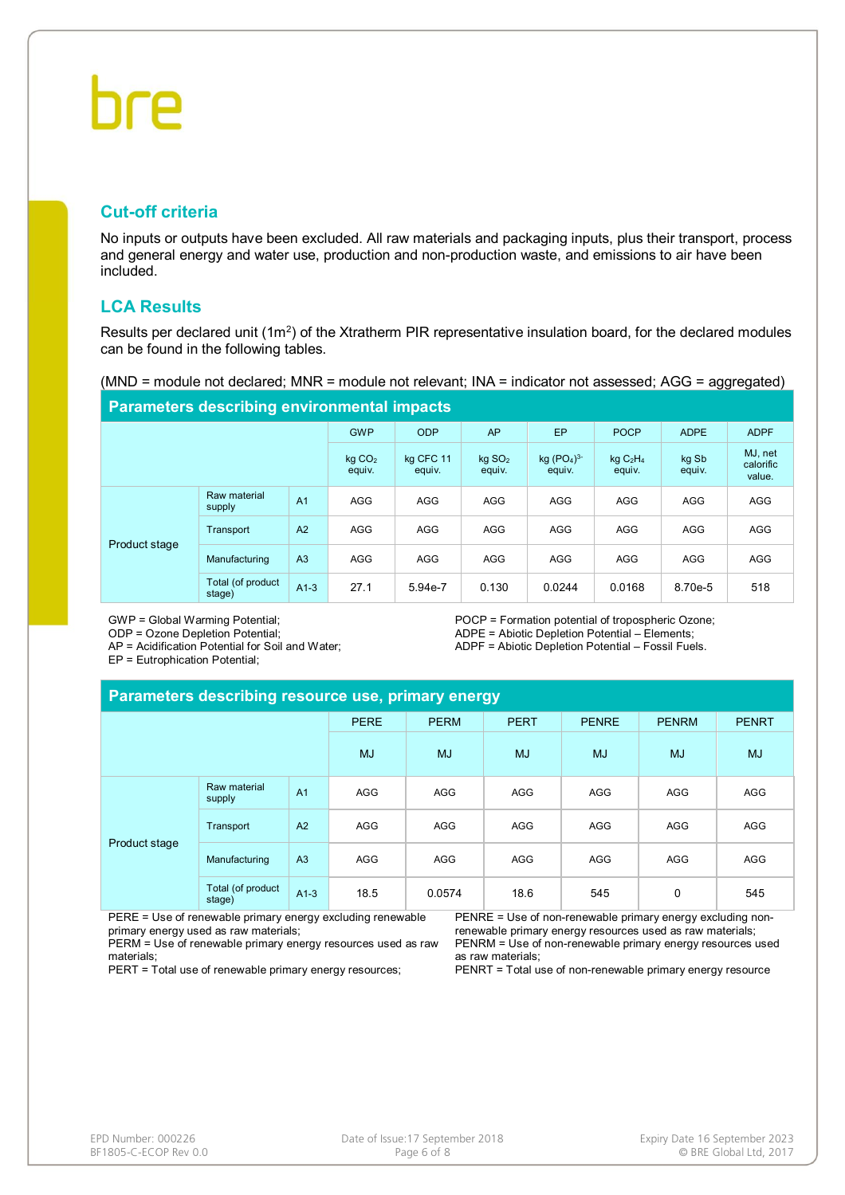## Cut-off criteria

No inputs or outputs have been excluded. All raw materials and packaging inputs, plus their transport, process and general energy and water use, production and non-production waste, and emissions to air have been included.

## LCA Results

Results per declared unit (1m$^2$) of the Xtratherm PIR representative insulation board, for the declared modules can be found in the following tables.

(MND = module not declared; MNR = module not relevant; INA = indicator not assessed; AGG = aggregated)

**Parameters describing environmental impacts**

| | | | GWP | ODP | AP | EP | POCP | ADPE | ADPF |
|---|---|---|---|---|---|---|---|---|---|
| | | | kg $CO_2$ equiv. | kg CFC 11 equiv. | kg $SO_2$ equiv. | kg $(PO_4)^{3-}$ equiv. | kg $C_2H_4$ equiv. | kg Sb equiv. | MJ, net calorific value. |
| Product stage | Raw material supply | A1 | AGG | AGG | AGG | AGG | AGG | AGG | AGG |
| | Transport | A2 | AGG | AGG | AGG | AGG | AGG | AGG | AGG |
| | Manufacturing | A3 | AGG | AGG | AGG | AGG | AGG | AGG | AGG |
| | Total (of product stage) | A1-3 | 27.1 | 5.94e-7 | 0.130 | 0.0244 | 0.0168 | 8.70e-5 | 518 |

GWP = Global Warming Potential;
ODP = Ozone Depletion Potential;
AP = Acidification Potential for Soil and Water;
EP = Eutrophication Potential;
POCP = Formation potential of tropospheric Ozone;
ADPE = Abiotic Depletion Potential – Elements;
ADPF = Abiotic Depletion Potential – Fossil Fuels.

**Parameters describing resource use, primary energy**

| | | | PERE | PERM | PERT | PENRE | PENRM | PENRT |
|---|---|---|---|---|---|---|---|---|
| | | | MJ | MJ | MJ | MJ | MJ | MJ |
| Product stage | Raw material supply | A1 | AGG | AGG | AGG | AGG | AGG | AGG |
| | Transport | A2 | AGG | AGG | AGG | AGG | AGG | AGG |
| | Manufacturing | A3 | AGG | AGG | AGG | AGG | AGG | AGG |
| | Total (of product stage) | A1-3 | 18.5 | 0.0574 | 18.6 | 545 | 0 | 545 |

PERE = Use of renewable primary energy excluding renewable primary energy used as raw materials;
PERM = Use of renewable primary energy resources used as raw materials;
PERT = Total use of renewable primary energy resources;
PENRE = Use of non-renewable primary energy excluding non-renewable primary energy resources used as raw materials;
PENRM = Use of non-renewable primary energy resources used as raw materials;
PENRT = Total use of non-renewable primary energy resource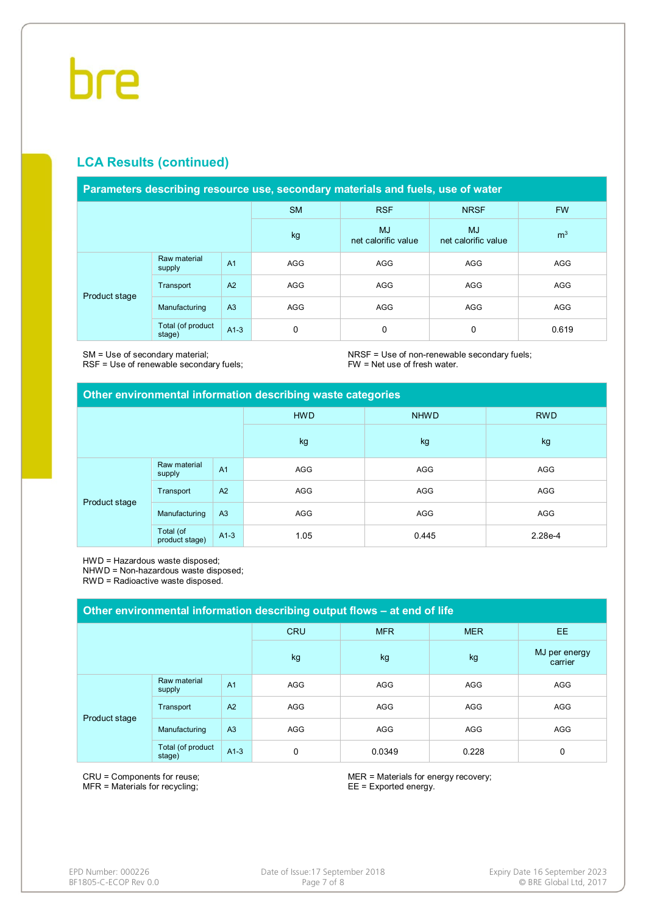## LCA Results (continued)

| Parameters describing resource use, secondary materials and fuels, use of water | | | SM | RSF | NRSF | FW |
|---|---|---|---|---|---|---|
| | | | kg | MJ net calorific value | MJ net calorific value | $m^3$ |
| Product stage | Raw material supply | A1 | AGG | AGG | AGG | AGG |
| | Transport | A2 | AGG | AGG | AGG | AGG |
| | Manufacturing | A3 | AGG | AGG | AGG | AGG |
| | Total (of product stage) | A1-3 | 0 | 0 | 0 | 0.619 |

SM = Use of secondary material;
RSF = Use of renewable secondary fuels;
NRSF = Use of non-renewable secondary fuels;
FW = Net use of fresh water.

| Other environmental information describing waste categories | | | HWD | NHWD | RWD |
|---|---|---|---|---|---|
| | | | kg | kg | kg |
| Product stage | Raw material supply | A1 | AGG | AGG | AGG |
| | Transport | A2 | AGG | AGG | AGG |
| | Manufacturing | A3 | AGG | AGG | AGG |
| | Total (of product stage) | A1-3 | 1.05 | 0.445 | 2.28e-4 |

HWD = Hazardous waste disposed;
NHWD = Non-hazardous waste disposed;
RWD = Radioactive waste disposed.

| Other environmental information describing output flows – at end of life | | | CRU | MFR | MER | EE |
|---|---|---|---|---|---|---|
| | | | kg | kg | kg | MJ per energy carrier |
| Product stage | Raw material supply | A1 | AGG | AGG | AGG | AGG |
| | Transport | A2 | AGG | AGG | AGG | AGG |
| | Manufacturing | A3 | AGG | AGG | AGG | AGG |
| | Total (of product stage) | A1-3 | 0 | 0.0349 | 0.228 | 0 |

CRU = Components for reuse;
MFR = Materials for recycling;
MER = Materials for energy recovery;
EE = Exported energy.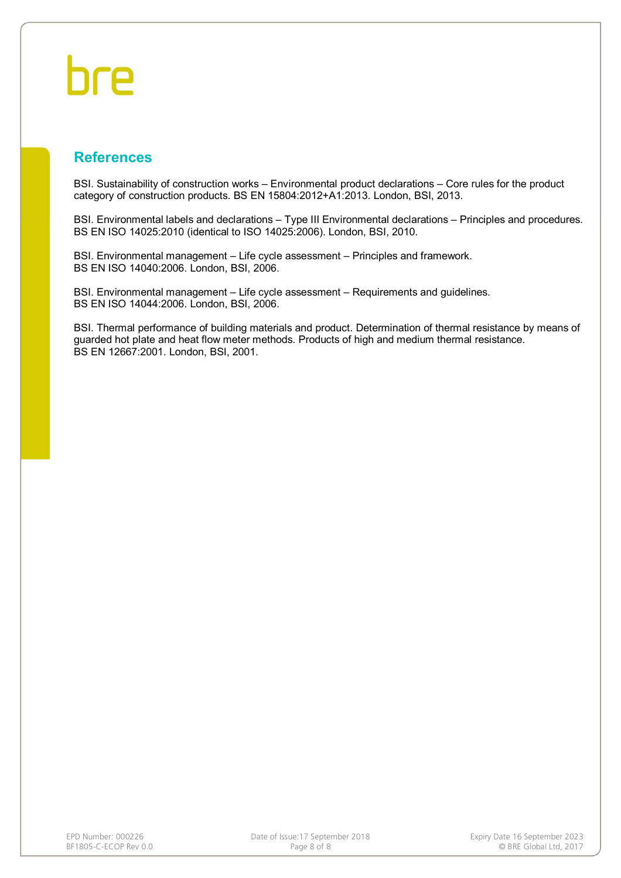## References

BSI. Sustainability of construction works – Environmental product declarations – Core rules for the product category of construction products. BS EN 15804:2012+A1:2013. London, BSI, 2013.

BSI. Environmental labels and declarations – Type III Environmental declarations – Principles and procedures. BS EN ISO 14025:2010 (identical to ISO 14025:2006). London, BSI, 2010.

BSI. Environmental management – Life cycle assessment – Principles and framework. BS EN ISO 14040:2006. London, BSI, 2006.

BSI. Environmental management – Life cycle assessment – Requirements and guidelines. BS EN ISO 14044:2006. London, BSI, 2006.

BSI. Thermal performance of building materials and product. Determination of thermal resistance by means of guarded hot plate and heat flow meter methods. Products of high and medium thermal resistance. BS EN 12667:2001. London, BSI, 2001.